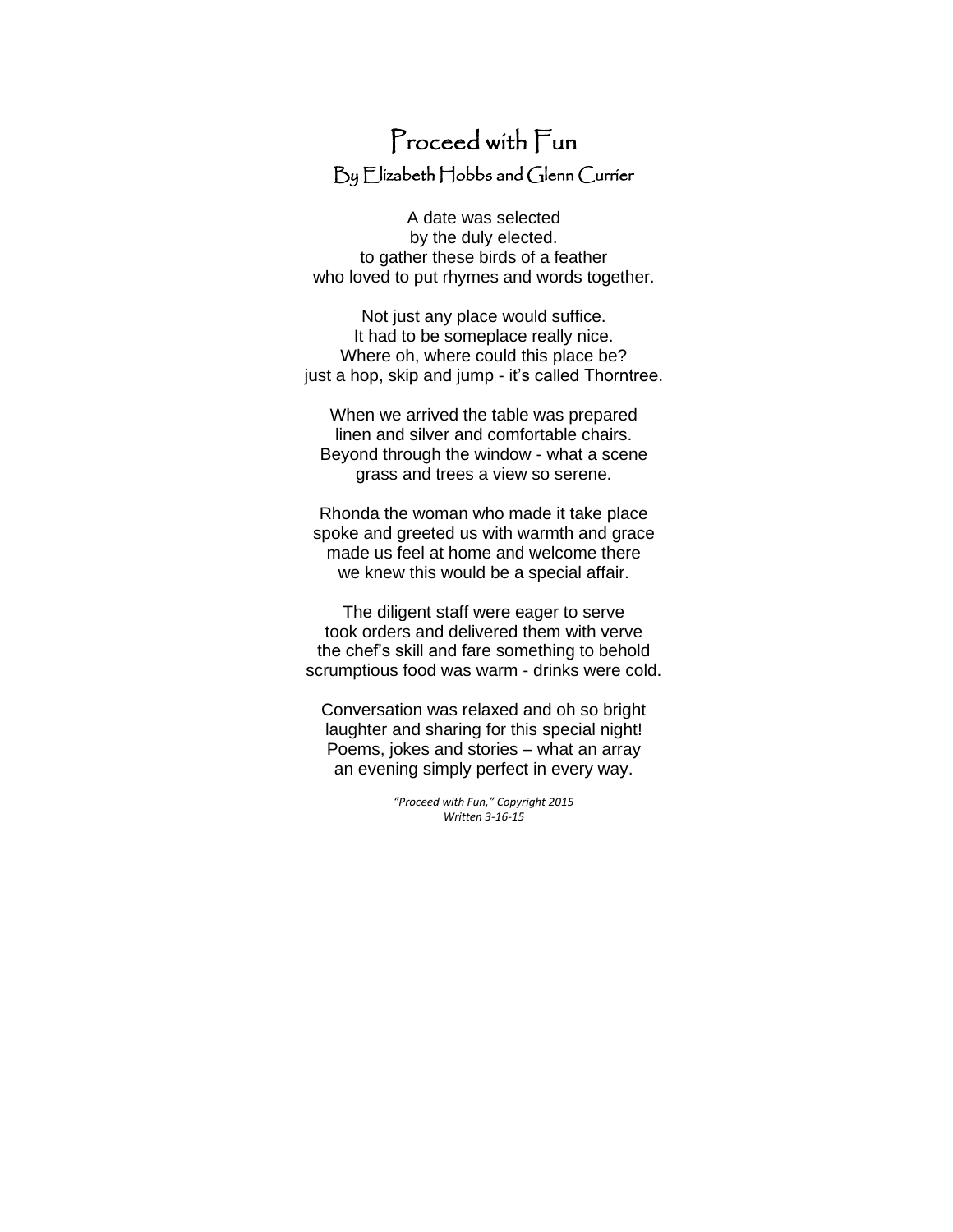# Proceed with Fun

By Elizabeth Hobbs and Glenn Currier

A date was selected  
by the duly elected.  
to gather these birds of a feather  
who loved to put rhymes and words together.

Not just any place would suffice.  
It had to be someplace really nice.  
Where oh, where could this place be?  
just a hop, skip and jump - it's called Thorntree.

When we arrived the table was prepared  
linen and silver and comfortable chairs.  
Beyond through the window - what a scene  
grass and trees a view so serene.

Rhonda the woman who made it take place  
spoke and greeted us with warmth and grace  
made us feel at home and welcome there  
we knew this would be a special affair.

The diligent staff were eager to serve  
took orders and delivered them with verve  
the chef's skill and fare something to behold  
scrumptious food was warm - drinks were cold.

Conversation was relaxed and oh so bright  
laughter and sharing for this special night!  
Poems, jokes and stories – what an array  
an evening simply perfect in every way.

*"Proceed with Fun," Copyright 2015*  
*Written 3-16-15*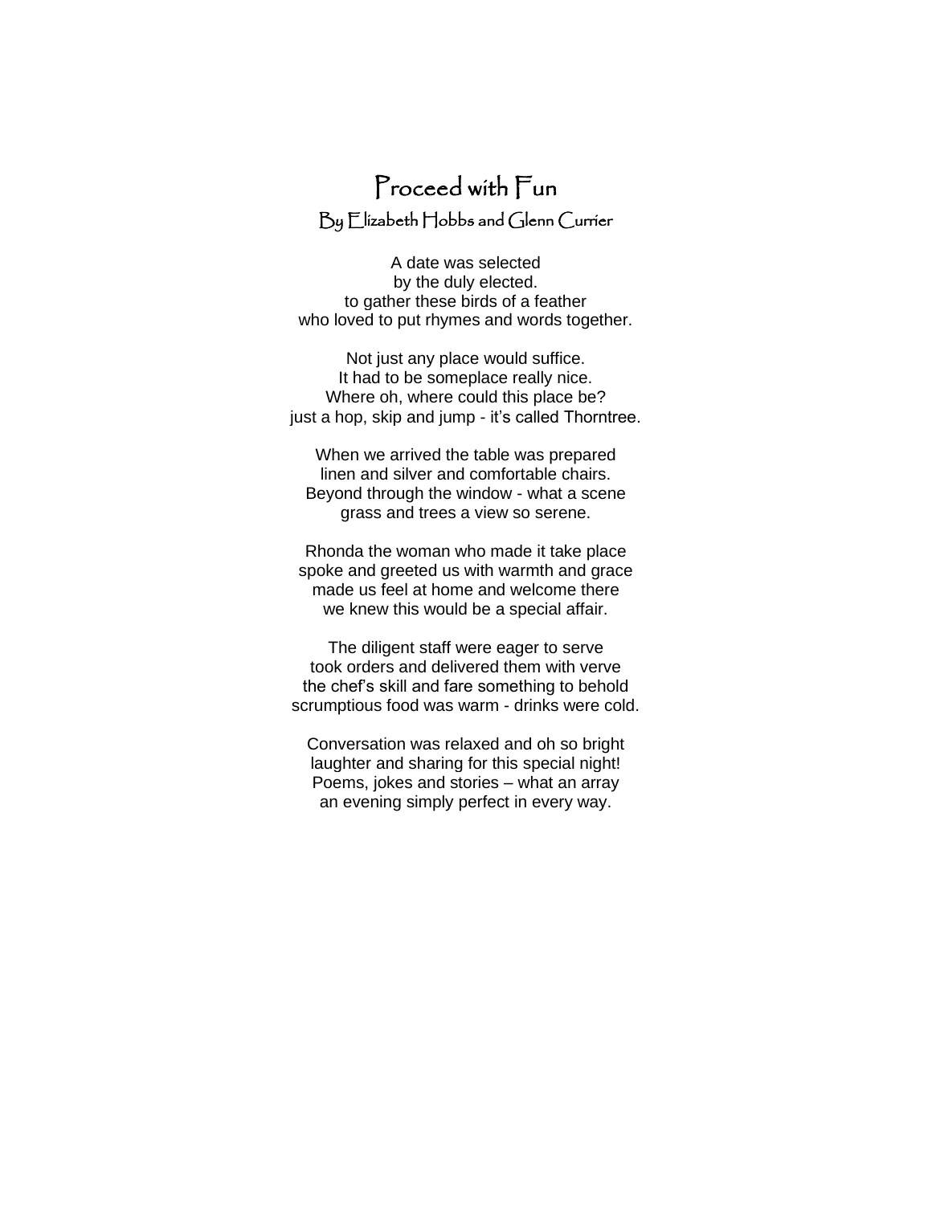# Proceed with Fun

By Elizabeth Hobbs and Glenn Currier

A date was selected  
by the duly elected.  
to gather these birds of a feather  
who loved to put rhymes and words together.

Not just any place would suffice.  
It had to be someplace really nice.  
Where oh, where could this place be?  
just a hop, skip and jump - it's called Thorntree.

When we arrived the table was prepared  
linen and silver and comfortable chairs.  
Beyond through the window - what a scene  
grass and trees a view so serene.

Rhonda the woman who made it take place  
spoke and greeted us with warmth and grace  
made us feel at home and welcome there  
we knew this would be a special affair.

The diligent staff were eager to serve  
took orders and delivered them with verve  
the chef's skill and fare something to behold  
scrumptious food was warm - drinks were cold.

Conversation was relaxed and oh so bright  
laughter and sharing for this special night!  
Poems, jokes and stories – what an array  
an evening simply perfect in every way.